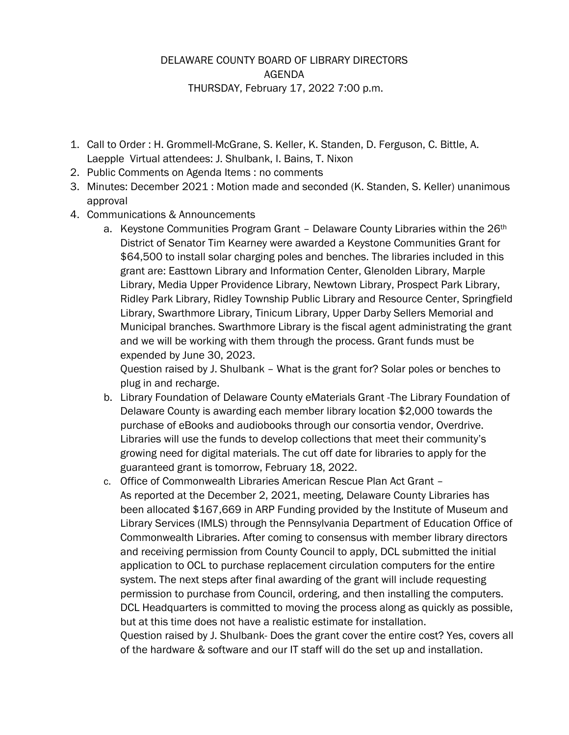DELAWARE COUNTY BOARD OF LIBRARY DIRECTORS
AGENDA
THURSDAY, February 17, 2022 7:00 p.m.

1. Call to Order : H. Grommell-McGrane, S. Keller, K. Standen, D. Ferguson, C. Bittle, A. Laepple Virtual attendees: J. Shulbank, I. Bains, T. Nixon
2. Public Comments on Agenda Items : no comments
3. Minutes: December 2021 : Motion made and seconded (K. Standen, S. Keller) unanimous approval
4. Communications & Announcements
   a. Keystone Communities Program Grant – Delaware County Libraries within the 26th District of Senator Tim Kearney were awarded a Keystone Communities Grant for $64,500 to install solar charging poles and benches. The libraries included in this grant are: Easttown Library and Information Center, Glenolden Library, Marple Library, Media Upper Providence Library, Newtown Library, Prospect Park Library, Ridley Park Library, Ridley Township Public Library and Resource Center, Springfield Library, Swarthmore Library, Tinicum Library, Upper Darby Sellers Memorial and Municipal branches. Swarthmore Library is the fiscal agent administrating the grant and we will be working with them through the process. Grant funds must be expended by June 30, 2023.
   Question raised by J. Shulbank – What is the grant for? Solar poles or benches to plug in and recharge.
   b. Library Foundation of Delaware County eMaterials Grant -The Library Foundation of Delaware County is awarding each member library location $2,000 towards the purchase of eBooks and audiobooks through our consortia vendor, Overdrive. Libraries will use the funds to develop collections that meet their community's growing need for digital materials. The cut off date for libraries to apply for the guaranteed grant is tomorrow, February 18, 2022.
   c. Office of Commonwealth Libraries American Rescue Plan Act Grant –
   As reported at the December 2, 2021, meeting, Delaware County Libraries has been allocated $167,669 in ARP Funding provided by the Institute of Museum and Library Services (IMLS) through the Pennsylvania Department of Education Office of Commonwealth Libraries. After coming to consensus with member library directors and receiving permission from County Council to apply, DCL submitted the initial application to OCL to purchase replacement circulation computers for the entire system. The next steps after final awarding of the grant will include requesting permission to purchase from Council, ordering, and then installing the computers. DCL Headquarters is committed to moving the process along as quickly as possible, but at this time does not have a realistic estimate for installation.
   Question raised by J. Shulbank- Does the grant cover the entire cost? Yes, covers all of the hardware & software and our IT staff will do the set up and installation.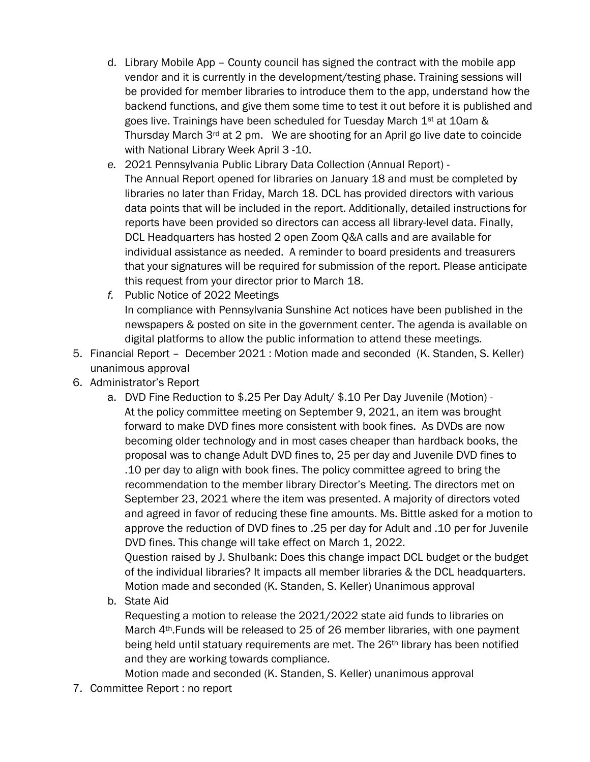d. Library Mobile App – County council has signed the contract with the mobile app vendor and it is currently in the development/testing phase. Training sessions will be provided for member libraries to introduce them to the app, understand how the backend functions, and give them some time to test it out before it is published and goes live. Trainings have been scheduled for Tuesday March 1st at 10am & Thursday March 3rd at 2 pm. We are shooting for an April go live date to coincide with National Library Week April 3 -10.
   e. 2021 Pennsylvania Public Library Data Collection (Annual Report) -
      The Annual Report opened for libraries on January 18 and must be completed by libraries no later than Friday, March 18. DCL has provided directors with various data points that will be included in the report. Additionally, detailed instructions for reports have been provided so directors can access all library-level data. Finally, DCL Headquarters has hosted 2 open Zoom Q&A calls and are available for individual assistance as needed. A reminder to board presidents and treasurers that your signatures will be required for submission of the report. Please anticipate this request from your director prior to March 18.
   f. Public Notice of 2022 Meetings
      In compliance with Pennsylvania Sunshine Act notices have been published in the newspapers & posted on site in the government center. The agenda is available on digital platforms to allow the public information to attend these meetings.
5. Financial Report – December 2021 : Motion made and seconded (K. Standen, S. Keller) unanimous approval
6. Administrator's Report
   a. DVD Fine Reduction to $.25 Per Day Adult/ $.10 Per Day Juvenile (Motion) -
      At the policy committee meeting on September 9, 2021, an item was brought forward to make DVD fines more consistent with book fines. As DVDs are now becoming older technology and in most cases cheaper than hardback books, the proposal was to change Adult DVD fines to, 25 per day and Juvenile DVD fines to .10 per day to align with book fines. The policy committee agreed to bring the recommendation to the member library Director's Meeting. The directors met on September 23, 2021 where the item was presented. A majority of directors voted and agreed in favor of reducing these fine amounts. Ms. Bittle asked for a motion to approve the reduction of DVD fines to .25 per day for Adult and .10 per for Juvenile DVD fines. This change will take effect on March 1, 2022.
      Question raised by J. Shulbank: Does this change impact DCL budget or the budget of the individual libraries? It impacts all member libraries & the DCL headquarters.
      Motion made and seconded (K. Standen, S. Keller) Unanimous approval
   b. State Aid
      Requesting a motion to release the 2021/2022 state aid funds to libraries on March 4th.Funds will be released to 25 of 26 member libraries, with one payment being held until statuary requirements are met. The 26th library has been notified and they are working towards compliance.
      Motion made and seconded (K. Standen, S. Keller) unanimous approval
7. Committee Report : no report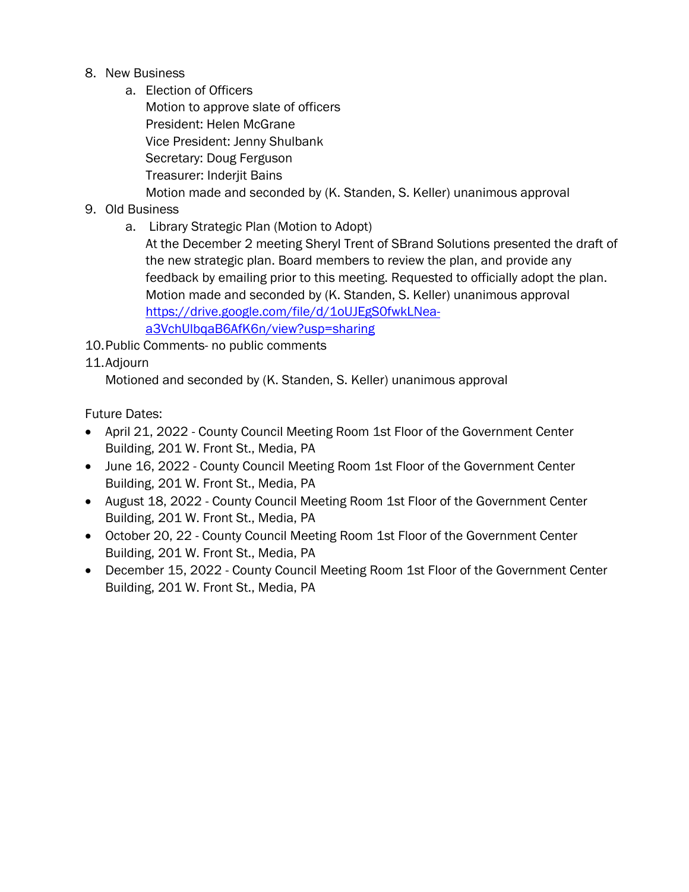8. New Business
    a. Election of Officers
    Motion to approve slate of officers
    President: Helen McGrane
    Vice President: Jenny Shulbank
    Secretary: Doug Ferguson
    Treasurer: Inderjit Bains
    Motion made and seconded by (K. Standen, S. Keller) unanimous approval
9. Old Business
    a. Library Strategic Plan (Motion to Adopt)
    At the December 2 meeting Sheryl Trent of SBrand Solutions presented the draft of the new strategic plan. Board members to review the plan, and provide any feedback by emailing prior to this meeting. Requested to officially adopt the plan.
    Motion made and seconded by (K. Standen, S. Keller) unanimous approval
    https://drive.google.com/file/d/1oUJEgS0fwkLNea-a3VchUlbqaB6AfK6n/view?usp=sharing
10. Public Comments- no public comments
11. Adjourn
    Motioned and seconded by (K. Standen, S. Keller) unanimous approval

Future Dates:

- April 21, 2022 - County Council Meeting Room 1st Floor of the Government Center Building, 201 W. Front St., Media, PA
- June 16, 2022 - County Council Meeting Room 1st Floor of the Government Center Building, 201 W. Front St., Media, PA
- August 18, 2022 - County Council Meeting Room 1st Floor of the Government Center Building, 201 W. Front St., Media, PA
- October 20, 22 - County Council Meeting Room 1st Floor of the Government Center Building, 201 W. Front St., Media, PA
- December 15, 2022 - County Council Meeting Room 1st Floor of the Government Center Building, 201 W. Front St., Media, PA